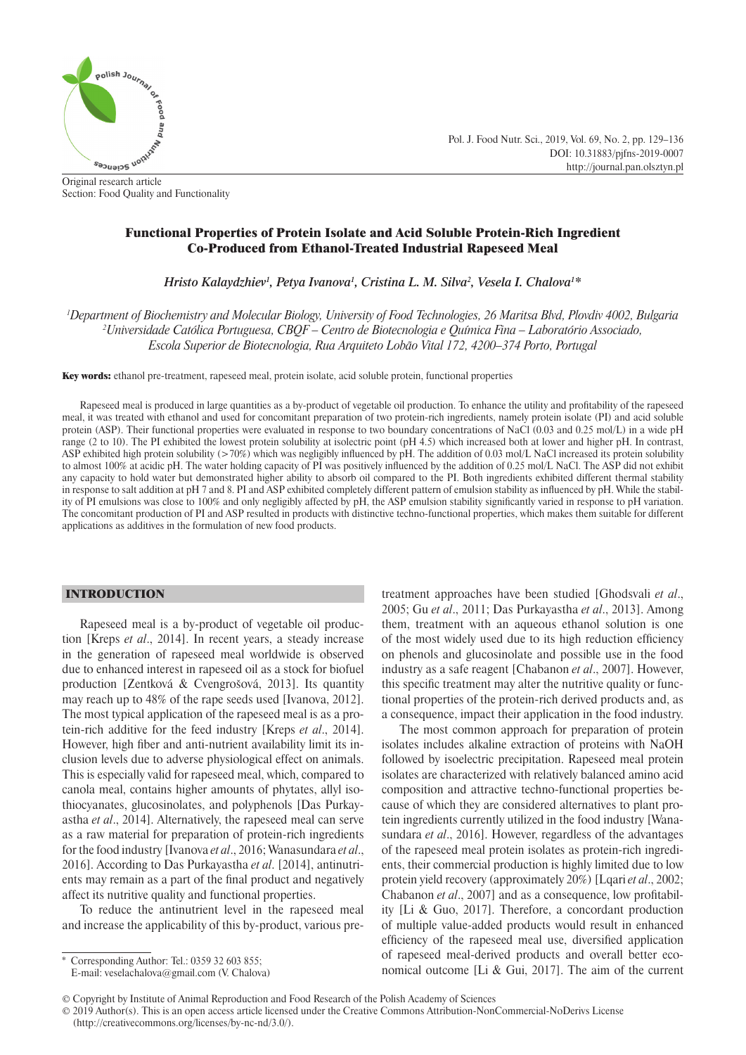Original research article
Section: Food Quality and Functionality

# Functional Properties of Protein Isolate and Acid Soluble Protein-Rich Ingredient Co-Produced from Ethanol-Treated Industrial Rapeseed Meal

*Hristo Kalaydzhiev[1], Petya Ivanova[1], Cristina L. M. Silva[2], Vesela I. Chalova[1]\**

[1]*Department of Biochemistry and Molecular Biology, University of Food Technologies, 26 Maritsa Blvd, Plovdiv 4002, Bulgaria*
[2]*Universidade Católica Portuguesa, CBQF – Centro de Biotecnologia e Química Fina – Laboratório Associado, Escola Superior de Biotecnologia, Rua Arquiteto Lobão Vital 172, 4200–374 Porto, Portugal*

**Key words:** ethanol pre-treatment, rapeseed meal, protein isolate, acid soluble protein, functional properties

Rapeseed meal is produced in large quantities as a by-product of vegetable oil production. To enhance the utility and profitability of the rapeseed meal, it was treated with ethanol and used for concomitant preparation of two protein-rich ingredients, namely protein isolate (PI) and acid soluble protein (ASP). Their functional properties were evaluated in response to two boundary concentrations of NaCl (0.03 and 0.25 mol/L) in a wide pH range (2 to 10). The PI exhibited the lowest protein solubility at isolectric point (pH 4.5) which increased both at lower and higher pH. In contrast, ASP exhibited high protein solubility (>70%) which was negligibly influenced by pH. The addition of 0.03 mol/L NaCl increased its protein solubility to almost 100% at acidic pH. The water holding capacity of PI was positively influenced by the addition of 0.25 mol/L NaCl. The ASP did not exhibit any capacity to hold water but demonstrated higher ability to absorb oil compared to the PI. Both ingredients exhibited different thermal stability in response to salt addition at pH 7 and 8. PI and ASP exhibited completely different pattern of emulsion stability as influenced by pH. While the stability of PI emulsions was close to 100% and only negligibly affected by pH, the ASP emulsion stability significantly varied in response to pH variation. The concomitant production of PI and ASP resulted in products with distinctive techno-functional properties, which makes them suitable for different applications as additives in the formulation of new food products.

## INTRODUCTION

Rapeseed meal is a by-product of vegetable oil production [Kreps *et al*., 2014]. In recent years, a steady increase in the generation of rapeseed meal worldwide is observed due to enhanced interest in rapeseed oil as a stock for biofuel production [Zentková & Cvengrošová, 2013]. Its quantity may reach up to 48% of the rape seeds used [Ivanova, 2012]. The most typical application of the rapeseed meal is as a protein-rich additive for the feed industry [Kreps *et al*., 2014]. However, high fiber and anti-nutrient availability limit its inclusion levels due to adverse physiological effect on animals. This is especially valid for rapeseed meal, which, compared to canola meal, contains higher amounts of phytates, allyl isothiocyanates, glucosinolates, and polyphenols [Das Purkayastha *et al*., 2014]. Alternatively, the rapeseed meal can serve as a raw material for preparation of protein-rich ingredients for the food industry [Ivanova *et al*., 2016; Wanasundara *et al*., 2016]. According to Das Purkayastha *et al*. [2014], antinutrients may remain as a part of the final product and negatively affect its nutritive quality and functional properties.

To reduce the antinutrient level in the rapeseed meal and increase the applicability of this by-product, various pre-treatment approaches have been studied [Ghodsvali *et al*., 2005; Gu *et al*., 2011; Das Purkayastha *et al*., 2013]. Among them, treatment with an aqueous ethanol solution is one of the most widely used due to its high reduction efficiency on phenols and glucosinolate and possible use in the food industry as a safe reagent [Chabanon *et al*., 2007]. However, this specific treatment may alter the nutritive quality or functional properties of the protein-rich derived products and, as a consequence, impact their application in the food industry.

The most common approach for preparation of protein isolates includes alkaline extraction of proteins with NaOH followed by isoelectric precipitation. Rapeseed meal protein isolates are characterized with relatively balanced amino acid composition and attractive techno-functional properties because of which they are considered alternatives to plant protein ingredients currently utilized in the food industry [Wanasundara *et al*., 2016]. However, regardless of the advantages of the rapeseed meal protein isolates as protein-rich ingredients, their commercial production is highly limited due to low protein yield recovery (approximately 20%) [Lqari *et al*., 2002; Chabanon *et al*., 2007] and as a consequence, low profitability [Li & Guo, 2017]. Therefore, a concordant production of multiple value-added products would result in enhanced efficiency of the rapeseed meal use, diversified application of rapeseed meal-derived products and overall better economical outcome [Li & Gui, 2017]. The aim of the current

\* Corresponding Author: Tel.: 0359 32 603 855;
E-mail: veselachalova@gmail.com (V. Chalova)

© Copyright by Institute of Animal Reproduction and Food Research of the Polish Academy of Sciences
© 2019 Author(s). This is an open access article licensed under the Creative Commons Attribution-NonCommercial-NoDerivs License (http://creativecommons.org/licenses/by-nc-nd/3.0/).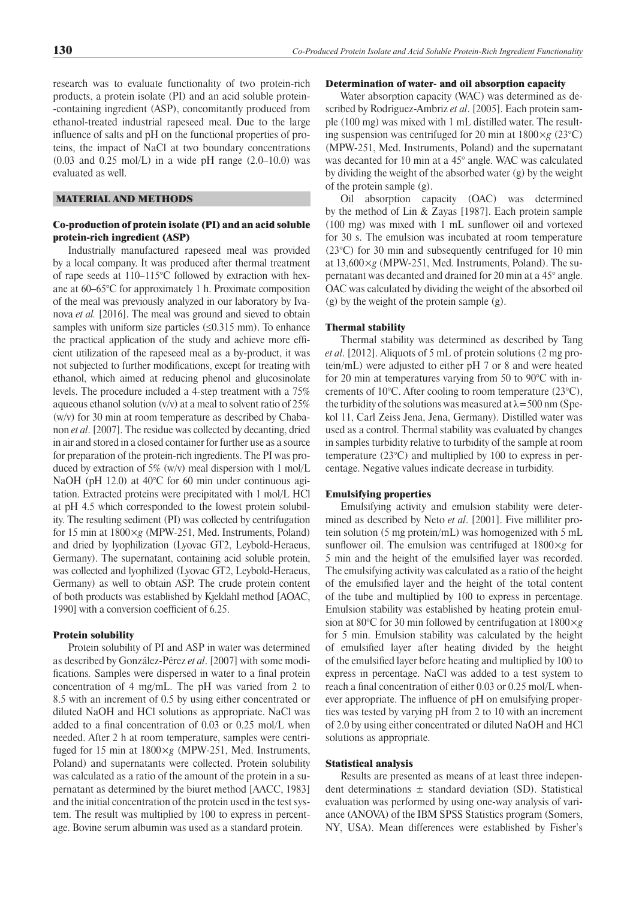research was to evaluate functionality of two protein-rich products, a protein isolate (PI) and an acid soluble protein-containing ingredient (ASP), concomitantly produced from ethanol-treated industrial rapeseed meal. Due to the large influence of salts and pH on the functional properties of proteins, the impact of NaCl at two boundary concentrations (0.03 and 0.25 mol/L) in a wide pH range (2.0–10.0) was evaluated as well.

## MATERIAL AND METHODS

### Co-production of protein isolate (PI) and an acid soluble protein-rich ingredient (ASP)

Industrially manufactured rapeseed meal was provided by a local company. It was produced after thermal treatment of rape seeds at 110–115°C followed by extraction with hexane at 60–65°C for approximately 1 h. Proximate composition of the meal was previously analyzed in our laboratory by Ivanova *et al.* [2016]. The meal was ground and sieved to obtain samples with uniform size particles (≤0.315 mm). To enhance the practical application of the study and achieve more efficient utilization of the rapeseed meal as a by-product, it was not subjected to further modifications, except for treating with ethanol, which aimed at reducing phenol and glucosinolate levels. The procedure included a 4-step treatment with a 75% aqueous ethanol solution (v/v) at a meal to solvent ratio of 25% (w/v) for 30 min at room temperature as described by Chabanon *et al*. [2007]. The residue was collected by decanting, dried in air and stored in a closed container for further use as a source for preparation of the protein-rich ingredients. The PI was produced by extraction of 5% (w/v) meal dispersion with 1 mol/L NaOH (pH 12.0) at 40°C for 60 min under continuous agitation. Extracted proteins were precipitated with 1 mol/L HCl at pH 4.5 which corresponded to the lowest protein solubility. The resulting sediment (PI) was collected by centrifugation for 15 min at 1800×*g* (MPW-251, Med. Instruments, Poland) and dried by lyophilization (Lyovac GT2, Leybold-Heraeus, Germany). The supernatant, containing acid soluble protein, was collected and lyophilized (Lyovac GT2, Leybold-Heraeus, Germany) as well to obtain ASP. The crude protein content of both products was established by Kjeldahl method [AOAC, 1990] with a conversion coefficient of 6.25.

### Protein solubility

Protein solubility of PI and ASP in water was determined as described by González-Pérez *et al*. [2007] with some modifications. Samples were dispersed in water to a final protein concentration of 4 mg/mL. The pH was varied from 2 to 8.5 with an increment of 0.5 by using either concentrated or diluted NaOH and HCl solutions as appropriate. NaCl was added to a final concentration of 0.03 or 0.25 mol/L when needed. After 2 h at room temperature, samples were centrifuged for 15 min at 1800×*g* (MPW-251, Med. Instruments, Poland) and supernatants were collected. Protein solubility was calculated as a ratio of the amount of the protein in a supernatant as determined by the biuret method [AACC, 1983] and the initial concentration of the protein used in the test system. The result was multiplied by 100 to express in percentage. Bovine serum albumin was used as a standard protein.

### Determination of water- and oil absorption capacity

Water absorption capacity (WAC) was determined as described by Rodriguez-Ambriz *et al*. [2005]. Each protein sample (100 mg) was mixed with 1 mL distilled water. The resulting suspension was centrifuged for 20 min at 1800×*g* (23°C) (MPW-251, Med. Instruments, Poland) and the supernatant was decanted for 10 min at a 45° angle. WAC was calculated by dividing the weight of the absorbed water (g) by the weight of the protein sample (g).

Oil absorption capacity (OAC) was determined by the method of Lin & Zayas [1987]. Each protein sample (100 mg) was mixed with 1 mL sunflower oil and vortexed for 30 s. The emulsion was incubated at room temperature (23°C) for 30 min and subsequently centrifuged for 10 min at 13,600×*g* (MPW-251, Med. Instruments, Poland). The supernatant was decanted and drained for 20 min at a 45° angle. OAC was calculated by dividing the weight of the absorbed oil (g) by the weight of the protein sample (g).

### Thermal stability

Thermal stability was determined as described by Tang *et al*. [2012]. Aliquots of 5 mL of protein solutions (2 mg protein/mL) were adjusted to either pH 7 or 8 and were heated for 20 min at temperatures varying from 50 to 90°C with increments of 10°C. After cooling to room temperature (23°C), the turbidity of the solutions was measured at $\lambda = 500$ nm (Spekol 11, Carl Zeiss Jena, Jena, Germany). Distilled water was used as a control. Thermal stability was evaluated by changes in samples turbidity relative to turbidity of the sample at room temperature (23°C) and multiplied by 100 to express in percentage. Negative values indicate decrease in turbidity.

### Emulsifying properties

Emulsifying activity and emulsion stability were determined as described by Neto *et al*. [2001]. Five milliliter protein solution (5 mg protein/mL) was homogenized with 5 mL sunflower oil. The emulsion was centrifuged at 1800×*g* for 5 min and the height of the emulsified layer was recorded. The emulsifying activity was calculated as a ratio of the height of the emulsified layer and the height of the total content of the tube and multiplied by 100 to express in percentage. Emulsion stability was established by heating protein emulsion at 80°C for 30 min followed by centrifugation at 1800×*g* for 5 min. Emulsion stability was calculated by the height of emulsified layer after heating divided by the height of the emulsified layer before heating and multiplied by 100 to express in percentage. NaCl was added to a test system to reach a final concentration of either 0.03 or 0.25 mol/L whenever appropriate. The influence of pH on emulsifying properties was tested by varying pH from 2 to 10 with an increment of 2.0 by using either concentrated or diluted NaOH and HCl solutions as appropriate.

### Statistical analysis

Results are presented as means of at least three independent determinations ± standard deviation (SD). Statistical evaluation was performed by using one-way analysis of variance (ANOVA) of the IBM SPSS Statistics program (Somers, NY, USA). Mean differences were established by Fisher's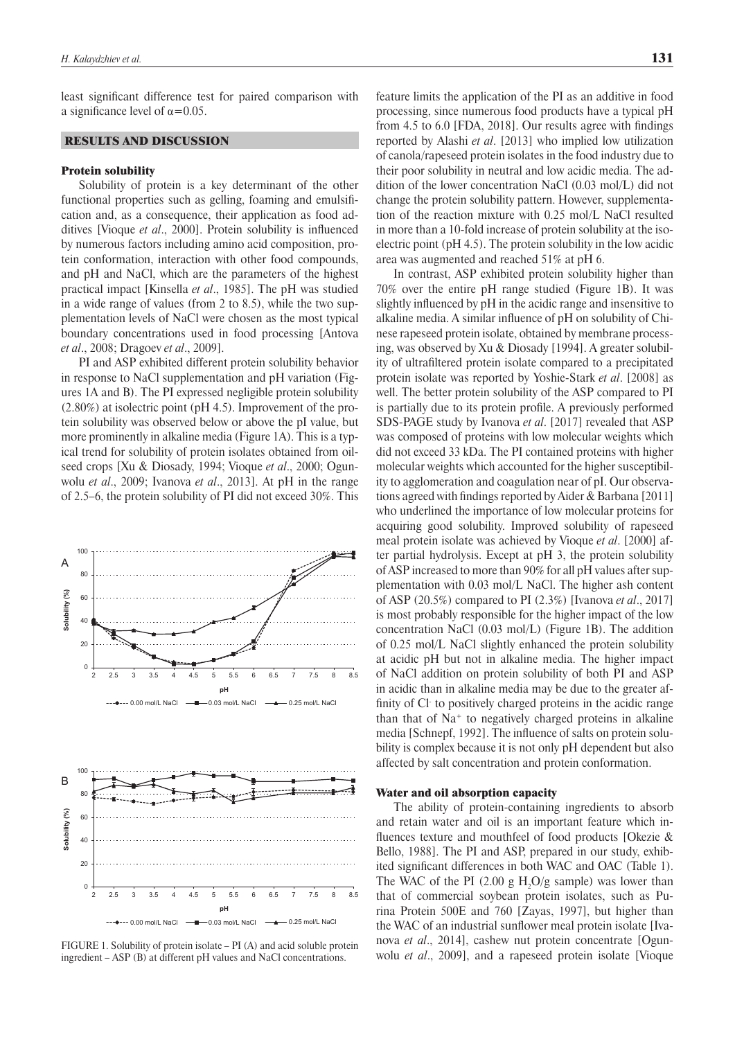least significant difference test for paired comparison with a significance level of $\alpha$=0.05.

## RESULTS AND DISCUSSION

### Protein solubility

Solubility of protein is a key determinant of the other functional properties such as gelling, foaming and emulsification and, as a consequence, their application as food additives [Vioque *et al*., 2000]. Protein solubility is influenced by numerous factors including amino acid composition, protein conformation, interaction with other food compounds, and pH and NaCl, which are the parameters of the highest practical impact [Kinsella *et al*., 1985]. The pH was studied in a wide range of values (from 2 to 8.5), while the two supplementation levels of NaCl were chosen as the most typical boundary concentrations used in food processing [Antova *et al*., 2008; Dragoev *et al*., 2009].

PI and ASP exhibited different protein solubility behavior in response to NaCl supplementation and pH variation (Figures 1A and B). The PI expressed negligible protein solubility (2.80%) at isolectric point (pH 4.5). Improvement of the protein solubility was observed below or above the pI value, but more prominently in alkaline media (Figure 1A). This is a typical trend for solubility of protein isolates obtained from oilseed crops [Xu & Diosady, 1994; Vioque *et al*., 2000; Ogunwolu *et al*., 2009; Ivanova *et al*., 2013]. At pH in the range of 2.5–6, the protein solubility of PI did not exceed 30%. This feature limits the application of the PI as an additive in food processing, since numerous food products have a typical pH from 4.5 to 6.0 [FDA, 2018]. Our results agree with findings reported by Alashi *et al*. [2013] who implied low utilization of canola/rapeseed protein isolates in the food industry due to their poor solubility in neutral and low acidic media. The addition of the lower concentration NaCl (0.03 mol/L) did not change the protein solubility pattern. However, supplementation of the reaction mixture with 0.25 mol/L NaCl resulted in more than a 10-fold increase of protein solubility at the isoelectric point (pH 4.5). The protein solubility in the low acidic area was augmented and reached 51% at pH 6.

In contrast, ASP exhibited protein solubility higher than 70% over the entire pH range studied (Figure 1B). It was slightly influenced by pH in the acidic range and insensitive to alkaline media. A similar influence of pH on solubility of Chinese rapeseed protein isolate, obtained by membrane processing, was observed by Xu & Diosady [1994]. A greater solubility of ultrafiltered protein isolate compared to a precipitated protein isolate was reported by Yoshie-Stark *et al*. [2008] as well. The better protein solubility of the ASP compared to PI is partially due to its protein profile. A previously performed SDS-PAGE study by Ivanova *et al*. [2017] revealed that ASP was composed of proteins with low molecular weights which did not exceed 33 kDa. The PI contained proteins with higher molecular weights which accounted for the higher susceptibility to agglomeration and coagulation near of pI. Our observations agreed with findings reported by Aider & Barbana [2011] who underlined the importance of low molecular proteins for acquiring good solubility. Improved solubility of rapeseed meal protein isolate was achieved by Vioque *et al*. [2000] after partial hydrolysis. Except at pH 3, the protein solubility of ASP increased to more than 90% for all pH values after supplementation with 0.03 mol/L NaCl. The higher ash content of ASP (20.5%) compared to PI (2.3%) [Ivanova *et al*., 2017] is most probably responsible for the higher impact of the low concentration NaCl (0.03 mol/L) (Figure 1B). The addition of 0.25 mol/L NaCl slightly enhanced the protein solubility at acidic pH but not in alkaline media. The higher impact of NaCl addition on protein solubility of both PI and ASP in acidic than in alkaline media may be due to the greater affinity of $Cl^-$ to positively charged proteins in the acidic range than that of $Na^+$ to negatively charged proteins in alkaline media [Schnepf, 1992]. The influence of salts on protein solubility is complex because it is not only pH dependent but also affected by salt concentration and protein conformation.

FIGURE 1. Solubility of protein isolate – PI (A) and acid soluble protein ingredient – ASP (B) at different pH values and NaCl concentrations.

### Water and oil absorption capacity

The ability of protein-containing ingredients to absorb and retain water and oil is an important feature which influences texture and mouthfeel of food products [Okezie & Bello, 1988]. The PI and ASP, prepared in our study, exhibited significant differences in both WAC and OAC (Table 1). The WAC of the PI (2.00 g $H_2O$/g sample) was lower than that of commercial soybean protein isolates, such as Purina Protein 500E and 760 [Zayas, 1997], but higher than the WAC of an industrial sunflower meal protein isolate [Ivanova *et al*., 2014], cashew nut protein concentrate [Ogunwolu *et al*., 2009], and a rapeseed protein isolate [Vioque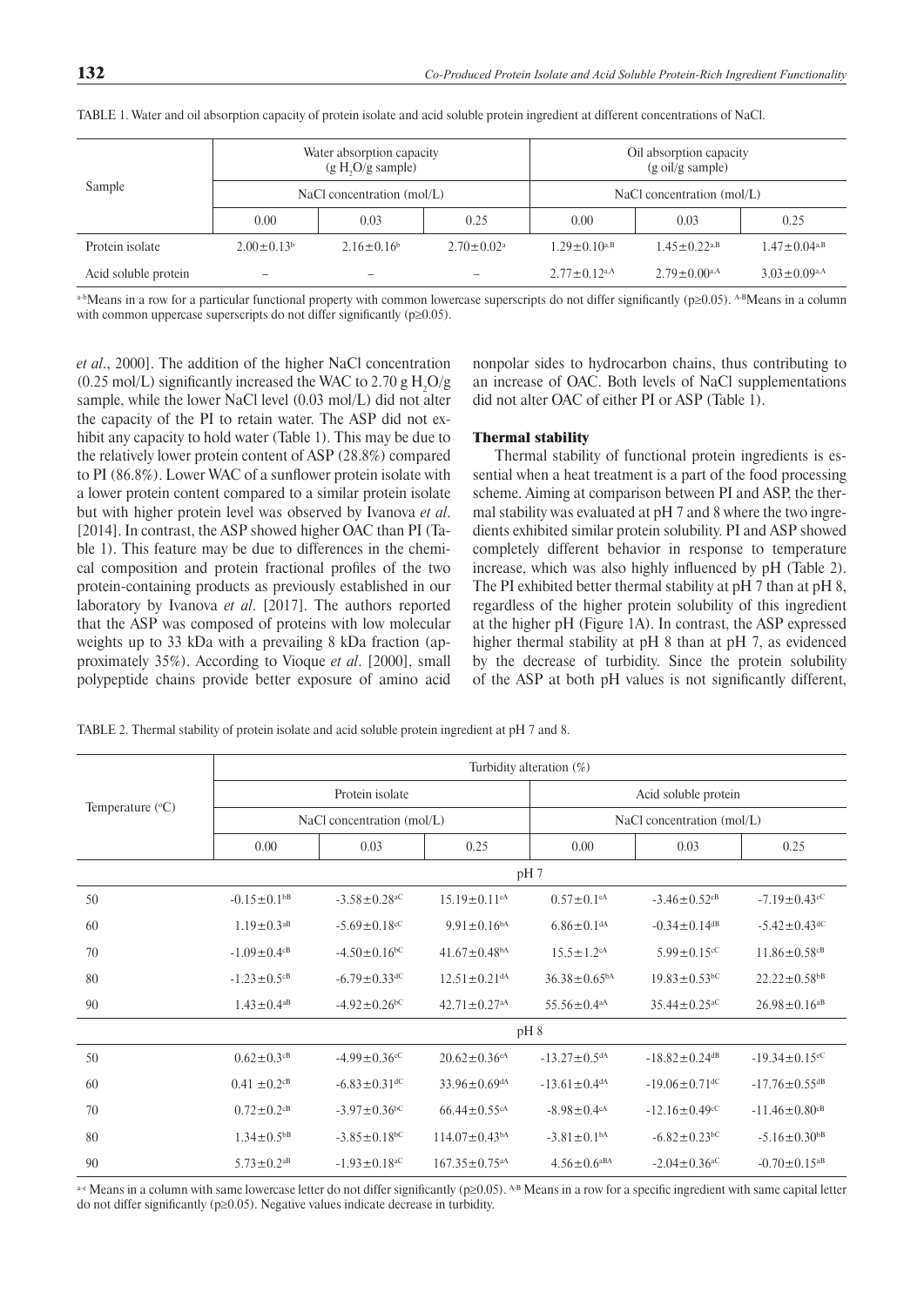TABLE 1. Water and oil absorption capacity of protein isolate and acid soluble protein ingredient at different concentrations of NaCl.

| Sample | Water absorption capacity ($g\ H_2O/g$ sample) | | | Oil absorption capacity (g oil/g sample) | | |
|---|---|---|---|---|---|---|
| | NaCl concentration (mol/L) | | | NaCl concentration (mol/L) | | |
| | 0.00 | 0.03 | 0.25 | 0.00 | 0.03 | 0.25 |
| Protein isolate | $2.00\pm0.13^{b}$ | $2.16\pm0.16^{b}$ | $2.70\pm0.02^{a}$ | $1.29\pm0.10^{a,B}$ | $1.45\pm0.22^{a,B}$ | $1.47\pm0.04^{a,B}$ |
| Acid soluble protein | – | – | – | $2.77\pm0.12^{a,A}$ | $2.79\pm0.00^{a,A}$ | $3.03\pm0.09^{a,A}$ |

a-b Means in a row for a particular functional property with common lowercase superscripts do not differ significantly ($p\geq0.05$). A-B Means in a column with common uppercase superscripts do not differ significantly ($p\geq0.05$).

*et al*., 2000]. The addition of the higher NaCl concentration (0.25 mol/L) significantly increased the WAC to 2.70 g $H_2O$/g sample, while the lower NaCl level (0.03 mol/L) did not alter the capacity of the PI to retain water. The ASP did not exhibit any capacity to hold water (Table 1). This may be due to the relatively lower protein content of ASP (28.8%) compared to PI (86.8%). Lower WAC of a sunflower protein isolate with a lower protein content compared to a similar protein isolate but with higher protein level was observed by Ivanova *et al*. [2014]. In contrast, the ASP showed higher OAC than PI (Table 1). This feature may be due to differences in the chemical composition and protein fractional profiles of the two protein-containing products as previously established in our laboratory by Ivanova *et al*. [2017]. The authors reported that the ASP was composed of proteins with low molecular weights up to 33 kDa with a prevailing 8 kDa fraction (approximately 35%). According to Vioque *et al*. [2000], small polypeptide chains provide better exposure of amino acid nonpolar sides to hydrocarbon chains, thus contributing to an increase of OAC. Both levels of NaCl supplementations did not alter OAC of either PI or ASP (Table 1).

### Thermal stability

Thermal stability of functional protein ingredients is essential when a heat treatment is a part of the food processing scheme. Aiming at comparison between PI and ASP, the thermal stability was evaluated at pH 7 and 8 where the two ingredients exhibited similar protein solubility. PI and ASP showed completely different behavior in response to temperature increase, which was also highly influenced by pH (Table 2). The PI exhibited better thermal stability at pH 7 than at pH 8, regardless of the higher protein solubility of this ingredient at the higher pH (Figure 1A). In contrast, the ASP expressed higher thermal stability at pH 8 than at pH 7, as evidenced by the decrease of turbidity. Since the protein solubility of the ASP at both pH values is not significantly different,

TABLE 2. Thermal stability of protein isolate and acid soluble protein ingredient at pH 7 and 8.

| Temperature (°C) | Turbidity alteration (%) | | | | | |
|---|---|---|---|---|---|---|
| | Protein isolate | | | Acid soluble protein | | |
| | NaCl concentration (mol/L) | | | NaCl concentration (mol/L) | | |
| | 0.00 | 0.03 | 0.25 | 0.00 | 0.03 | 0.25 |
| | pH 7 | | | | | |
| 50 | $-0.15\pm0.1^{bB}$ | $-3.58\pm0.28^{aC}$ | $15.19\pm0.11^{eA}$ | $0.57\pm0.1^{eA}$ | $-3.46\pm0.52^{eB}$ | $-7.19\pm0.43^{eC}$ |
| 60 | $1.19\pm0.3^{aB}$ | $-5.69\pm0.18^{cC}$ | $9.91\pm0.16^{bA}$ | $6.86\pm0.1^{dA}$ | $-0.34\pm0.14^{dB}$ | $-5.42\pm0.43^{dC}$ |
| 70 | $-1.09\pm0.4^{cB}$ | $-4.50\pm0.16^{bC}$ | $41.67\pm0.48^{bA}$ | $15.5\pm1.2^{cA}$ | $5.99\pm0.15^{cC}$ | $11.86\pm0.58^{cB}$ |
| 80 | $-1.23\pm0.5^{cB}$ | $-6.79\pm0.33^{dC}$ | $12.51\pm0.21^{dA}$ | $36.38\pm0.65^{bA}$ | $19.83\pm0.53^{bC}$ | $22.22\pm0.58^{bB}$ |
| 90 | $1.43\pm0.4^{aB}$ | $-4.92\pm0.26^{bC}$ | $42.71\pm0.27^{aA}$ | $55.56\pm0.4^{aA}$ | $35.44\pm0.25^{aC}$ | $26.98\pm0.16^{aB}$ |
| | pH 8 | | | | | |
| 50 | $0.62\pm0.3^{cB}$ | $-4.99\pm0.36^{cC}$ | $20.62\pm0.36^{eA}$ | $-13.27\pm0.5^{dA}$ | $-18.82\pm0.24^{dB}$ | $-19.34\pm0.15^{eC}$ |
| 60 | $0.41\pm0.2^{cB}$ | $-6.83\pm0.31^{dC}$ | $33.96\pm0.69^{dA}$ | $-13.61\pm0.4^{dA}$ | $-19.06\pm0.71^{dC}$ | $-17.76\pm0.55^{dB}$ |
| 70 | $0.72\pm0.2^{cB}$ | $-3.97\pm0.36^{bC}$ | $66.44\pm0.55^{cA}$ | $-8.98\pm0.4^{cA}$ | $-12.16\pm0.49^{cC}$ | $-11.46\pm0.80^{cB}$ |
| 80 | $1.34\pm0.5^{bB}$ | $-3.85\pm0.18^{bC}$ | $114.07\pm0.43^{bA}$ | $-3.81\pm0.1^{bA}$ | $-6.82\pm0.23^{bC}$ | $-5.16\pm0.30^{bB}$ |
| 90 | $5.73\pm0.2^{aB}$ | $-1.93\pm0.18^{aC}$ | $167.35\pm0.75^{aA}$ | $4.56\pm0.6^{aBA}$ | $-2.04\pm0.36^{aC}$ | $-0.70\pm0.15^{aB}$ |

a-e Means in a column with same lowercase letter do not differ significantly ($p\geq0.05$). A-B Means in a row for a specific ingredient with same capital letter do not differ significantly ($p\geq0.05$). Negative values indicate decrease in turbidity.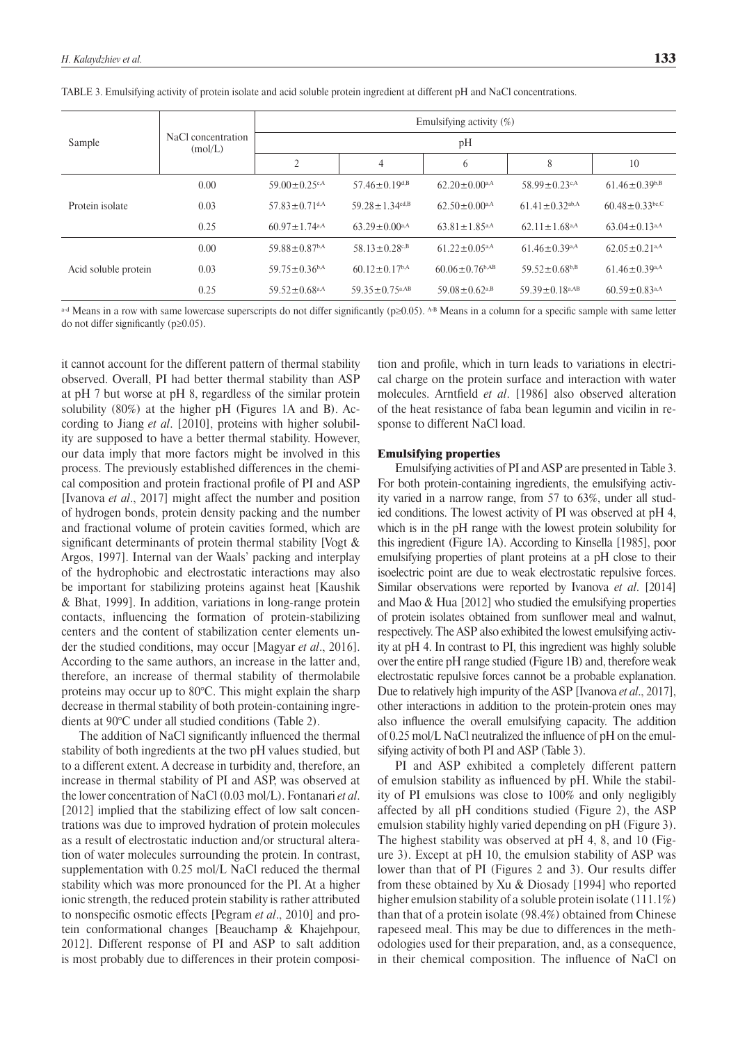TABLE 3. Emulsifying activity of protein isolate and acid soluble protein ingredient at different pH and NaCl concentrations.

| Sample | NaCl concentration (mol/L) | Emulsifying activity (%) | | | | |
|---|---|---|---|---|---|---|
| | | pH | | | | |
| | | 2 | 4 | 6 | 8 | 10 |
| Protein isolate | 0.00 | $59.00 \pm 0.25^{c,A}$ | $57.46 \pm 0.19^{d,B}$ | $62.20 \pm 0.00^{a,A}$ | $58.99 \pm 0.23^{c,A}$ | $61.46 \pm 0.39^{b,B}$ |
| | 0.03 | $57.83 \pm 0.71^{d,A}$ | $59.28 \pm 1.34^{cd,B}$ | $62.50 \pm 0.00^{a,A}$ | $61.41 \pm 0.32^{ab,A}$ | $60.48 \pm 0.33^{bc,C}$ |
| | 0.25 | $60.97 \pm 1.74^{a,A}$ | $63.29 \pm 0.00^{a,A}$ | $63.81 \pm 1.85^{a,A}$ | $62.11 \pm 1.68^{a,A}$ | $63.04 \pm 0.13^{a,A}$ |
| Acid soluble protein | 0.00 | $59.88 \pm 0.87^{b,A}$ | $58.13 \pm 0.28^{c,B}$ | $61.22 \pm 0.05^{a,A}$ | $61.46 \pm 0.39^{a,A}$ | $62.05 \pm 0.21^{a,A}$ |
| | 0.03 | $59.75 \pm 0.36^{b,A}$ | $60.12 \pm 0.17^{b,A}$ | $60.06 \pm 0.76^{b,AB}$ | $59.52 \pm 0.68^{b,B}$ | $61.46 \pm 0.39^{a,A}$ |
| | 0.25 | $59.52 \pm 0.68^{a,A}$ | $59.35 \pm 0.75^{a,AB}$ | $59.08 \pm 0.62^{a,B}$ | $59.39 \pm 0.18^{a,AB}$ | $60.59 \pm 0.83^{a,A}$ |

[a-d] Means in a row with same lowercase superscripts do not differ significantly (p≥0.05). [A-B] Means in a column for a specific sample with same letter do not differ significantly (p≥0.05).

it cannot account for the different pattern of thermal stability observed. Overall, PI had better thermal stability than ASP at pH 7 but worse at pH 8, regardless of the similar protein solubility (80%) at the higher pH (Figures 1A and B). According to Jiang *et al*. [2010], proteins with higher solubility are supposed to have a better thermal stability. However, our data imply that more factors might be involved in this process. The previously established differences in the chemical composition and protein fractional profile of PI and ASP [Ivanova *et al*., 2017] might affect the number and position of hydrogen bonds, protein density packing and the number and fractional volume of protein cavities formed, which are significant determinants of protein thermal stability [Vogt & Argos, 1997]. Internal van der Waals' packing and interplay of the hydrophobic and electrostatic interactions may also be important for stabilizing proteins against heat [Kaushik & Bhat, 1999]. In addition, variations in long-range protein contacts, influencing the formation of protein-stabilizing centers and the content of stabilization center elements under the studied conditions, may occur [Magyar *et al*., 2016]. According to the same authors, an increase in the latter and, therefore, an increase of thermal stability of thermolabile proteins may occur up to 80°C. This might explain the sharp decrease in thermal stability of both protein-containing ingredients at 90°C under all studied conditions (Table 2).

The addition of NaCl significantly influenced the thermal stability of both ingredients at the two pH values studied, but to a different extent. A decrease in turbidity and, therefore, an increase in thermal stability of PI and ASP, was observed at the lower concentration of NaCl (0.03 mol/L). Fontanari *et al*. [2012] implied that the stabilizing effect of low salt concentrations was due to improved hydration of protein molecules as a result of electrostatic induction and/or structural alteration of water molecules surrounding the protein. In contrast, supplementation with 0.25 mol/L NaCl reduced the thermal stability which was more pronounced for the PI. At a higher ionic strength, the reduced protein stability is rather attributed to nonspecific osmotic effects [Pegram *et al*., 2010] and protein conformational changes [Beauchamp & Khajehpour, 2012]. Different response of PI and ASP to salt addition is most probably due to differences in their protein composition and profile, which in turn leads to variations in electrical charge on the protein surface and interaction with water molecules. Arntfield *et al*. [1986] also observed alteration of the heat resistance of faba bean legumin and vicilin in response to different NaCl load.

### Emulsifying properties

Emulsifying activities of PI and ASP are presented in Table 3. For both protein-containing ingredients, the emulsifying activity varied in a narrow range, from 57 to 63%, under all studied conditions. The lowest activity of PI was observed at pH 4, which is in the pH range with the lowest protein solubility for this ingredient (Figure 1A). According to Kinsella [1985], poor emulsifying properties of plant proteins at a pH close to their isoelectric point are due to weak electrostatic repulsive forces. Similar observations were reported by Ivanova *et al*. [2014] and Mao & Hua [2012] who studied the emulsifying properties of protein isolates obtained from sunflower meal and walnut, respectively. The ASP also exhibited the lowest emulsifying activity at pH 4. In contrast to PI, this ingredient was highly soluble over the entire pH range studied (Figure 1B) and, therefore weak electrostatic repulsive forces cannot be a probable explanation. Due to relatively high impurity of the ASP [Ivanova *et al*., 2017], other interactions in addition to the protein-protein ones may also influence the overall emulsifying capacity. The addition of 0.25 mol/L NaCl neutralized the influence of pH on the emulsifying activity of both PI and ASP (Table 3).

PI and ASP exhibited a completely different pattern of emulsion stability as influenced by pH. While the stability of PI emulsions was close to 100% and only negligibly affected by all pH conditions studied (Figure 2), the ASP emulsion stability highly varied depending on pH (Figure 3). The highest stability was observed at pH 4, 8, and 10 (Figure 3). Except at pH 10, the emulsion stability of ASP was lower than that of PI (Figures 2 and 3). Our results differ from these obtained by Xu & Diosady [1994] who reported higher emulsion stability of a soluble protein isolate (111.1%) than that of a protein isolate (98.4%) obtained from Chinese rapeseed meal. This may be due to differences in the methodologies used for their preparation, and, as a consequence, in their chemical composition. The influence of NaCl on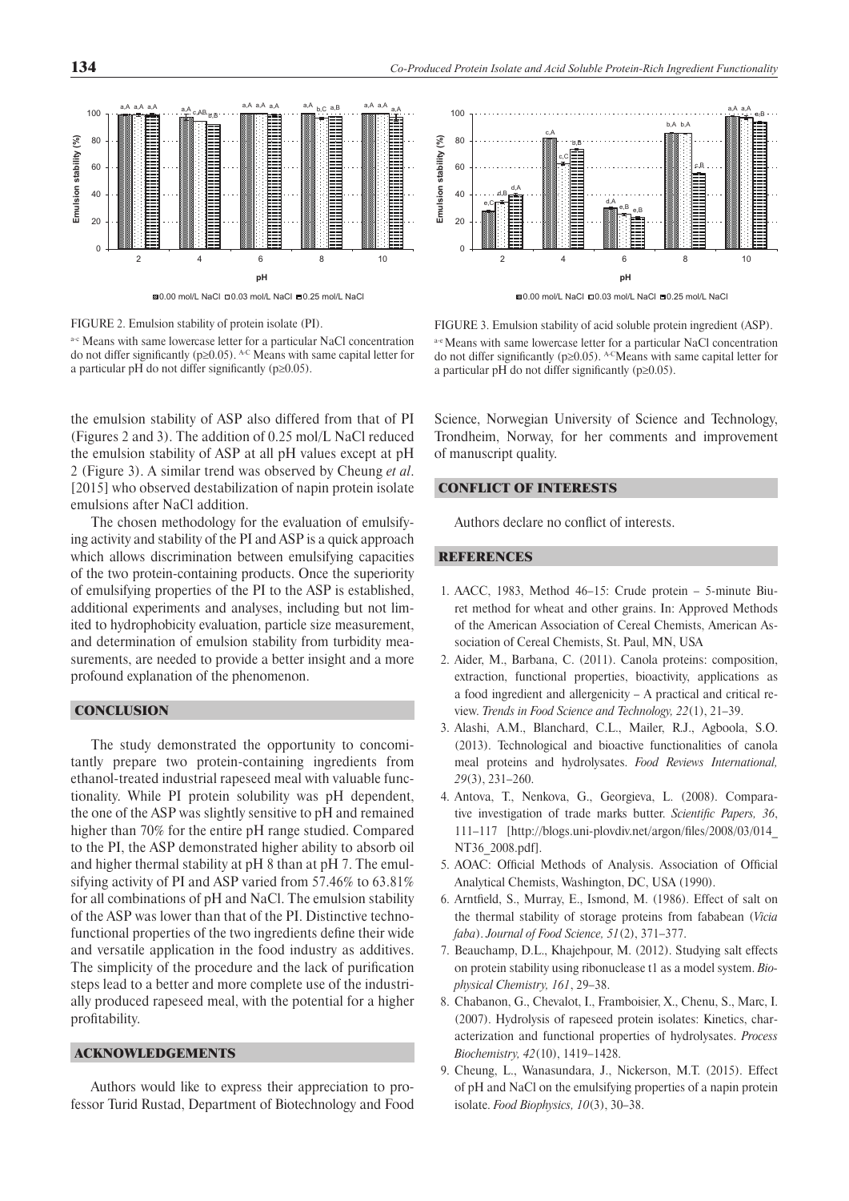FIGURE 2. Emulsion stability of protein isolate (PI).

a-c Means with same lowercase letter for a particular NaCl concentration do not differ significantly (p≥0.05). A-C Means with same capital letter for a particular pH do not differ significantly (p≥0.05).

FIGURE 3. Emulsion stability of acid soluble protein ingredient (ASP).

a-e Means with same lowercase letter for a particular NaCl concentration do not differ significantly (p≥0.05). A-C Means with same capital letter for a particular pH do not differ significantly (p≥0.05).

the emulsion stability of ASP also differed from that of PI (Figures 2 and 3). The addition of 0.25 mol/L NaCl reduced the emulsion stability of ASP at all pH values except at pH 2 (Figure 3). A similar trend was observed by Cheung *et al*. [2015] who observed destabilization of napin protein isolate emulsions after NaCl addition.

The chosen methodology for the evaluation of emulsifying activity and stability of the PI and ASP is a quick approach which allows discrimination between emulsifying capacities of the two protein-containing products. Once the superiority of emulsifying properties of the PI to the ASP is established, additional experiments and analyses, including but not limited to hydrophobicity evaluation, particle size measurement, and determination of emulsion stability from turbidity measurements, are needed to provide a better insight and a more profound explanation of the phenomenon.

## CONCLUSION

The study demonstrated the opportunity to concomitantly prepare two protein-containing ingredients from ethanol-treated industrial rapeseed meal with valuable functionality. While PI protein solubility was pH dependent, the one of the ASP was slightly sensitive to pH and remained higher than 70% for the entire pH range studied. Compared to the PI, the ASP demonstrated higher ability to absorb oil and higher thermal stability at pH 8 than at pH 7. The emulsifying activity of PI and ASP varied from 57.46% to 63.81% for all combinations of pH and NaCl. The emulsion stability of the ASP was lower than that of the PI. Distinctive techno-functional properties of the two ingredients define their wide and versatile application in the food industry as additives. The simplicity of the procedure and the lack of purification steps lead to a better and more complete use of the industrially produced rapeseed meal, with the potential for a higher profitability.

## ACKNOWLEDGEMENTS

Authors would like to express their appreciation to professor Turid Rustad, Department of Biotechnology and Food Science, Norwegian University of Science and Technology, Trondheim, Norway, for her comments and improvement of manuscript quality.

## CONFLICT OF INTERESTS

Authors declare no conflict of interests.

## REFERENCES

1. AACC, 1983, Method 46–15: Crude protein – 5-minute Biuret method for wheat and other grains. In: Approved Methods of the American Association of Cereal Chemists, American Association of Cereal Chemists, St. Paul, MN, USA
2. Aider, M., Barbana, C. (2011). Canola proteins: composition, extraction, functional properties, bioactivity, applications as a food ingredient and allergenicity – A practical and critical review. *Trends in Food Science and Technology, 22*(1), 21–39.
3. Alashi, A.M., Blanchard, C.L., Mailer, R.J., Agboola, S.O. (2013). Technological and bioactive functionalities of canola meal proteins and hydrolysates. *Food Reviews International, 29*(3), 231–260.
4. Antova, T., Nenkova, G., Georgieva, L. (2008). Comparative investigation of trade marks butter. *Scientific Papers, 36*, 111–117 [http://blogs.uni-plovdiv.net/argon/files/2008/03/014_NT36_2008.pdf].
5. AOAC: Official Methods of Analysis. Association of Official Analytical Chemists, Washington, DC, USA (1990).
6. Arntfield, S., Murray, E., Ismond, M. (1986). Effect of salt on the thermal stability of storage proteins from fababean (*Vicia faba*). *Journal of Food Science, 51*(2), 371–377.
7. Beauchamp, D.L., Khajehpour, M. (2012). Studying salt effects on protein stability using ribonuclease t1 as a model system. *Biophysical Chemistry, 161*, 29–38.
8. Chabanon, G., Chevalot, I., Framboisier, X., Chenu, S., Marc, I. (2007). Hydrolysis of rapeseed protein isolates: Kinetics, characterization and functional properties of hydrolysates. *Process Biochemistry, 42*(10), 1419–1428.
9. Cheung, L., Wanasundara, J., Nickerson, M.T. (2015). Effect of pH and NaCl on the emulsifying properties of a napin protein isolate. *Food Biophysics, 10*(3), 30–38.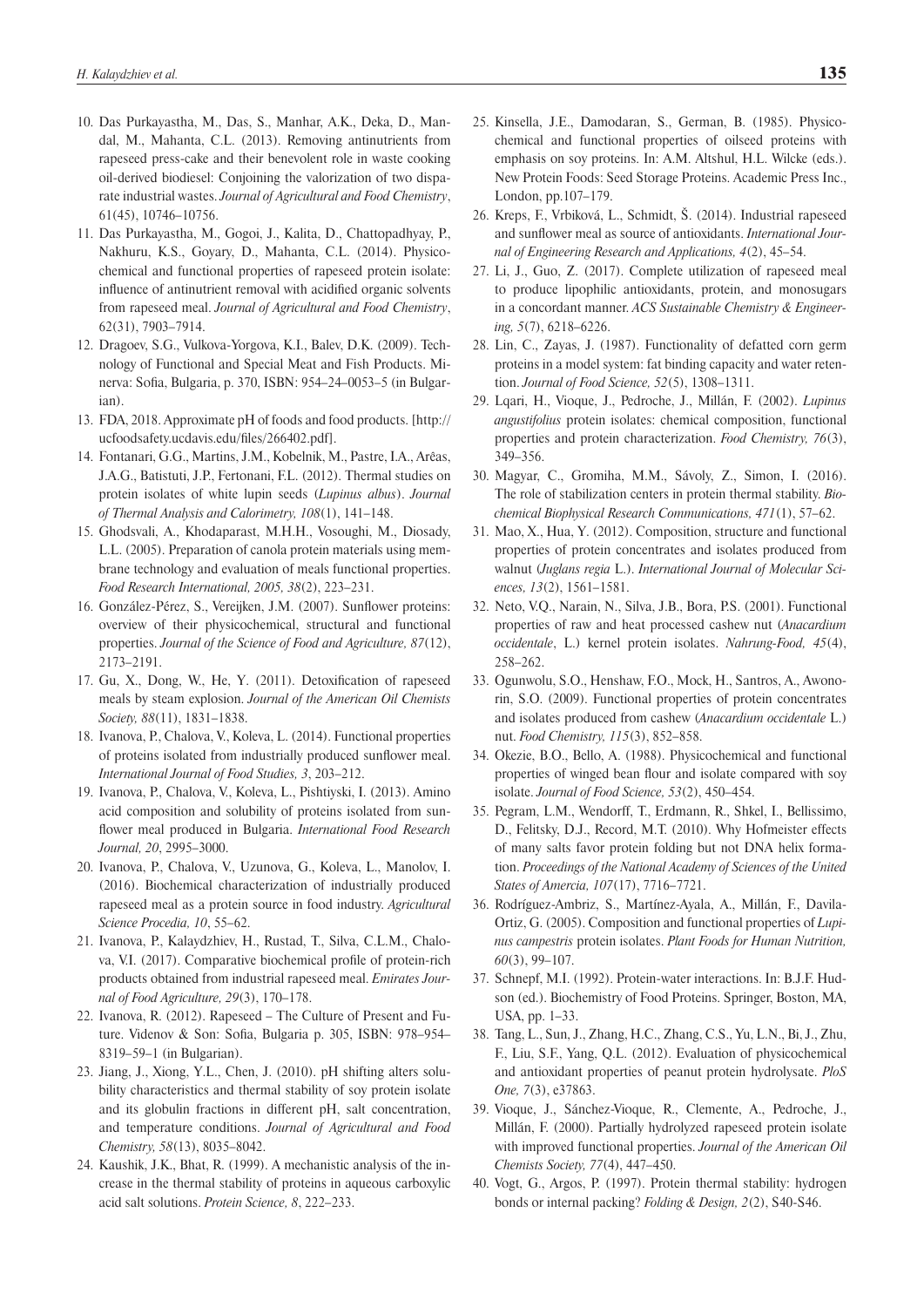10. Das Purkayastha, M., Das, S., Manhar, A.K., Deka, D., Mandal, M., Mahanta, C.L. (2013). Removing antinutrients from rapeseed press-cake and their benevolent role in waste cooking oil-derived biodiesel: Conjoining the valorization of two disparate industrial wastes. *Journal of Agricultural and Food Chemistry*, 61(45), 10746–10756.
11. Das Purkayastha, M., Gogoi, J., Kalita, D., Chattopadhyay, P., Nakhuru, K.S., Goyary, D., Mahanta, C.L. (2014). Physicochemical and functional properties of rapeseed protein isolate: influence of antinutrient removal with acidified organic solvents from rapeseed meal. *Journal of Agricultural and Food Chemistry*, 62(31), 7903–7914.
12. Dragoev, S.G., Vulkova-Yorgova, K.I., Balev, D.K. (2009). Technology of Functional and Special Meat and Fish Products. Minerva: Sofia, Bulgaria, p. 370, ISBN: 954–24–0053–5 (in Bulgarian).
13. FDA, 2018. Approximate pH of foods and food products. [http://ucfoodsafety.ucdavis.edu/files/266402.pdf].
14. Fontanari, G.G., Martins, J.M., Kobelnik, M., Pastre, I.A., Arêas, J.A.G., Batistuti, J.P., Fertonani, F.L. (2012). Thermal studies on protein isolates of white lupin seeds (*Lupinus albus*). *Journal of Thermal Analysis and Calorimetry, 108*(1), 141–148.
15. Ghodsvali, A., Khodaparast, M.H.H., Vosoughi, M., Diosady, L.L. (2005). Preparation of canola protein materials using membrane technology and evaluation of meals functional properties. *Food Research International, 2005, 38*(2), 223–231.
16. González-Pérez, S., Vereijken, J.M. (2007). Sunflower proteins: overview of their physicochemical, structural and functional properties. *Journal of the Science of Food and Agriculture, 87*(12), 2173–2191.
17. Gu, X., Dong, W., He, Y. (2011). Detoxification of rapeseed meals by steam explosion. *Journal of the American Oil Chemists Society, 88*(11), 1831–1838.
18. Ivanova, P., Chalova, V., Koleva, L. (2014). Functional properties of proteins isolated from industrially produced sunflower meal. *International Journal of Food Studies, 3*, 203–212.
19. Ivanova, P., Chalova, V., Koleva, L., Pishtiyski, I. (2013). Amino acid composition and solubility of proteins isolated from sunflower meal produced in Bulgaria. *International Food Research Journal, 20*, 2995–3000.
20. Ivanova, P., Chalova, V., Uzunova, G., Koleva, L., Manolov, I. (2016). Biochemical characterization of industrially produced rapeseed meal as a protein source in food industry. *Agricultural Science Procedia, 10*, 55–62.
21. Ivanova, P., Kalaydzhiev, H., Rustad, T., Silva, C.L.M., Chalova, V.I. (2017). Comparative biochemical profile of protein-rich products obtained from industrial rapeseed meal. *Emirates Journal of Food Agriculture, 29*(3), 170–178.
22. Ivanova, R. (2012). Rapeseed – The Culture of Present and Future. Videnov & Son: Sofia, Bulgaria p. 305, ISBN: 978–954–8319–59–1 (in Bulgarian).
23. Jiang, J., Xiong, Y.L., Chen, J. (2010). pH shifting alters solubility characteristics and thermal stability of soy protein isolate and its globulin fractions in different pH, salt concentration, and temperature conditions. *Journal of Agricultural and Food Chemistry, 58*(13), 8035–8042.
24. Kaushik, J.K., Bhat, R. (1999). A mechanistic analysis of the increase in the thermal stability of proteins in aqueous carboxylic acid salt solutions. *Protein Science, 8*, 222–233.
25. Kinsella, J.E., Damodaran, S., German, B. (1985). Physicochemical and functional properties of oilseed proteins with emphasis on soy proteins. In: A.M. Altshul, H.L. Wilcke (eds.). New Protein Foods: Seed Storage Proteins. Academic Press Inc., London, pp.107–179.
26. Kreps, F., Vrbiková, L., Schmidt, Š. (2014). Industrial rapeseed and sunflower meal as source of antioxidants. *International Journal of Engineering Research and Applications, 4*(2), 45–54.
27. Li, J., Guo, Z. (2017). Complete utilization of rapeseed meal to produce lipophilic antioxidants, protein, and monosugars in a concordant manner. *ACS Sustainable Chemistry & Engineering, 5*(7), 6218–6226.
28. Lin, C., Zayas, J. (1987). Functionality of defatted corn germ proteins in a model system: fat binding capacity and water retention. *Journal of Food Science, 52*(5), 1308–1311.
29. Lqari, H., Vioque, J., Pedroche, J., Millán, F. (2002). *Lupinus angustifolius* protein isolates: chemical composition, functional properties and protein characterization. *Food Chemistry, 76*(3), 349–356.
30. Magyar, C., Gromiha, M.M., Sávoly, Z., Simon, I. (2016). The role of stabilization centers in protein thermal stability. *Biochemical Biophysical Research Communications, 471*(1), 57–62.
31. Mao, X., Hua, Y. (2012). Composition, structure and functional properties of protein concentrates and isolates produced from walnut (*Juglans regia* L.). *International Journal of Molecular Sciences, 13*(2), 1561–1581.
32. Neto, V.Q., Narain, N., Silva, J.B., Bora, P.S. (2001). Functional properties of raw and heat processed cashew nut (*Anacardium occidentale*, L.) kernel protein isolates. *Nahrung-Food, 45*(4), 258–262.
33. Ogunwolu, S.O., Henshaw, F.O., Mock, H., Santros, A., Awonorin, S.O. (2009). Functional properties of protein concentrates and isolates produced from cashew (*Anacardium occidentale* L.) nut. *Food Chemistry, 115*(3), 852–858.
34. Okezie, B.O., Bello, A. (1988). Physicochemical and functional properties of winged bean flour and isolate compared with soy isolate. *Journal of Food Science, 53*(2), 450–454.
35. Pegram, L.M., Wendorff, T., Erdmann, R., Shkel, I., Bellissimo, D., Felitsky, D.J., Record, M.T. (2010). Why Hofmeister effects of many salts favor protein folding but not DNA helix formation. *Proceedings of the National Academy of Sciences of the United States of Amercia, 107*(17), 7716–7721.
36. Rodríguez-Ambriz, S., Martínez-Ayala, A., Millán, F., Davila-Ortiz, G. (2005). Composition and functional properties of *Lupinus campestris* protein isolates. *Plant Foods for Human Nutrition, 60*(3), 99–107.
37. Schnepf, M.I. (1992). Protein-water interactions. In: B.J.F. Hudson (ed.). Biochemistry of Food Proteins. Springer, Boston, MA, USA, pp. 1–33.
38. Tang, L., Sun, J., Zhang, H.C., Zhang, C.S., Yu, L.N., Bi, J., Zhu, F., Liu, S.F., Yang, Q.L. (2012). Evaluation of physicochemical and antioxidant properties of peanut protein hydrolysate. *PloS One, 7*(3), e37863.
39. Vioque, J., Sánchez-Vioque, R., Clemente, A., Pedroche, J., Millán, F. (2000). Partially hydrolyzed rapeseed protein isolate with improved functional properties. *Journal of the American Oil Chemists Society, 77*(4), 447–450.
40. Vogt, G., Argos, P. (1997). Protein thermal stability: hydrogen bonds or internal packing? *Folding & Design, 2*(2), S40-S46.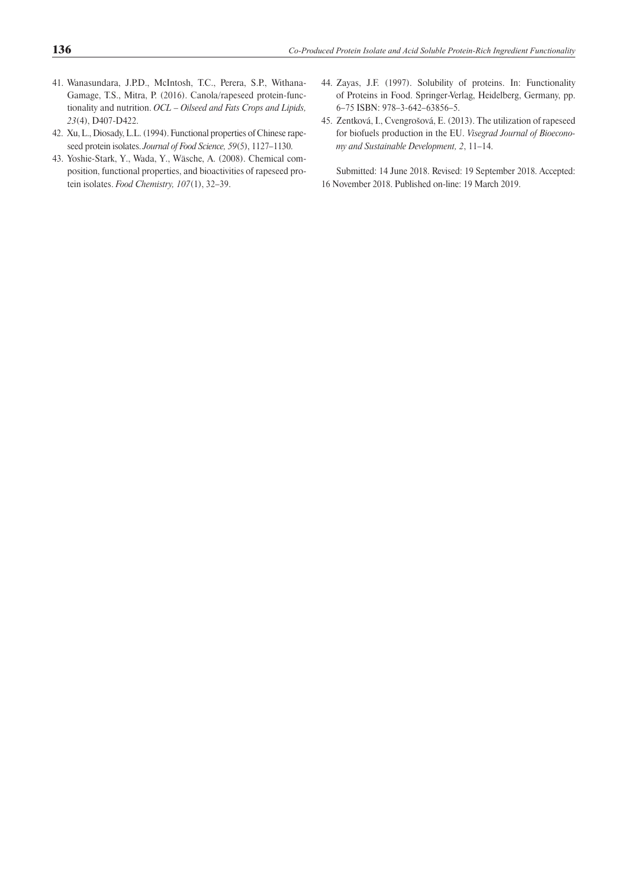41. Wanasundara, J.P.D., McIntosh, T.C., Perera, S.P., Withana-Gamage, T.S., Mitra, P. (2016). Canola/rapeseed protein-functionality and nutrition. *OCL – Oilseed and Fats Crops and Lipids, 23*(4), D407-D422.
42. Xu, L., Diosady, L.L. (1994). Functional properties of Chinese rapeseed protein isolates. *Journal of Food Science, 59*(5), 1127–1130.
43. Yoshie-Stark, Y., Wada, Y., Wäsche, A. (2008). Chemical composition, functional properties, and bioactivities of rapeseed protein isolates. *Food Chemistry, 107*(1), 32–39.
44. Zayas, J.F. (1997). Solubility of proteins. In: Functionality of Proteins in Food. Springer-Verlag, Heidelberg, Germany, pp. 6–75 ISBN: 978–3-642–63856–5.
45. Zentková, I., Cvengrošová, E. (2013). The utilization of rapeseed for biofuels production in the EU. *Visegrad Journal of Bioeconomy and Sustainable Development, 2*, 11–14.

Submitted: 14 June 2018. Revised: 19 September 2018. Accepted: 16 November 2018. Published on-line: 19 March 2019.